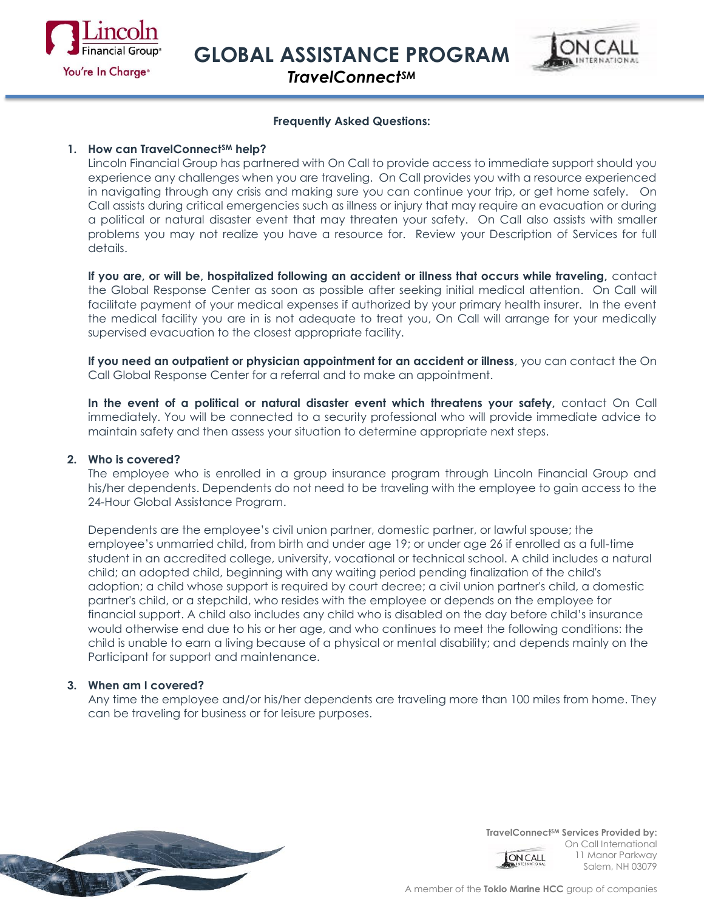# GLOBAL ASSISTANCE PROGRAM

## *TravelConnect℠*

**Frequently Asked Questions:**

1. **How can TravelConnect℠ help?**

   Lincoln Financial Group has partnered with On Call to provide access to immediate support should you experience any challenges when you are traveling. On Call provides you with a resource experienced in navigating through any crisis and making sure you can continue your trip, or get home safely. On Call assists during critical emergencies such as illness or injury that may require an evacuation or during a political or natural disaster event that may threaten your safety. On Call also assists with smaller problems you may not realize you have a resource for. Review your Description of Services for full details.

   **If you are, or will be, hospitalized following an accident or illness that occurs while traveling,** contact the Global Response Center as soon as possible after seeking initial medical attention. On Call will facilitate payment of your medical expenses if authorized by your primary health insurer. In the event the medical facility you are in is not adequate to treat you, On Call will arrange for your medically supervised evacuation to the closest appropriate facility.

   **If you need an outpatient or physician appointment for an accident or illness**, you can contact the On Call Global Response Center for a referral and to make an appointment.

   **In the event of a political or natural disaster event which threatens your safety,** contact On Call immediately. You will be connected to a security professional who will provide immediate advice to maintain safety and then assess your situation to determine appropriate next steps.

2. **Who is covered?**

   The employee who is enrolled in a group insurance program through Lincoln Financial Group and his/her dependents. Dependents do not need to be traveling with the employee to gain access to the 24-Hour Global Assistance Program.

   Dependents are the employee's civil union partner, domestic partner, or lawful spouse; the employee's unmarried child, from birth and under age 19; or under age 26 if enrolled as a full-time student in an accredited college, university, vocational or technical school. A child includes a natural child; an adopted child, beginning with any waiting period pending finalization of the child's adoption; a child whose support is required by court decree; a civil union partner's child, a domestic partner's child, or a stepchild, who resides with the employee or depends on the employee for financial support. A child also includes any child who is disabled on the day before child's insurance would otherwise end due to his or her age, and who continues to meet the following conditions: the child is unable to earn a living because of a physical or mental disability; and depends mainly on the Participant for support and maintenance.

3. **When am I covered?**

   Any time the employee and/or his/her dependents are traveling more than 100 miles from home. They can be traveling for business or for leisure purposes.

**TravelConnect℠ Services Provided by:**
On Call International
11 Manor Parkway
Salem, NH 03079

A member of the **Tokio Marine HCC** group of companies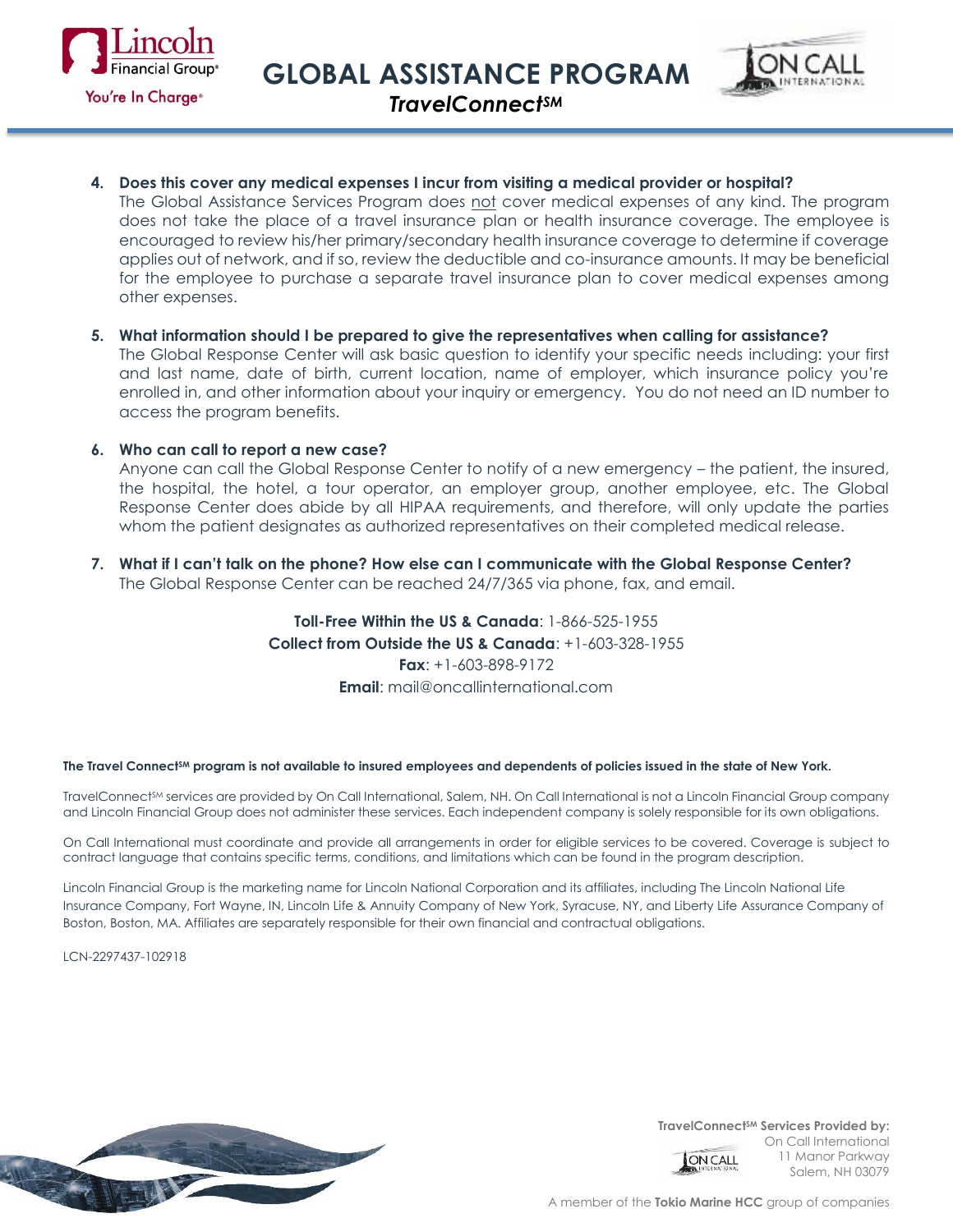4. **Does this cover any medical expenses I incur from visiting a medical provider or hospital?**
   The Global Assistance Services Program does not cover medical expenses of any kind. The program does not take the place of a travel insurance plan or health insurance coverage. The employee is encouraged to review his/her primary/secondary health insurance coverage to determine if coverage applies out of network, and if so, review the deductible and co-insurance amounts. It may be beneficial for the employee to purchase a separate travel insurance plan to cover medical expenses among other expenses.

5. **What information should I be prepared to give the representatives when calling for assistance?**
   The Global Response Center will ask basic question to identify your specific needs including: your first and last name, date of birth, current location, name of employer, which insurance policy you're enrolled in, and other information about your inquiry or emergency. You do not need an ID number to access the program benefits.

6. **Who can call to report a new case?**
   Anyone can call the Global Response Center to notify of a new emergency – the patient, the insured, the hospital, the hotel, a tour operator, an employer group, another employee, etc. The Global Response Center does abide by all HIPAA requirements, and therefore, will only update the parties whom the patient designates as authorized representatives on their completed medical release.

7. **What if I can't talk on the phone? How else can I communicate with the Global Response Center?**
   The Global Response Center can be reached 24/7/365 via phone, fax, and email.

**Toll-Free Within the US & Canada**: 1-866-525-1955
**Collect from Outside the US & Canada**: +1-603-328-1955
**Fax**: +1-603-898-9172
**Email**: mail@oncallinternational.com

**The Travel Connect℠ program is not available to insured employees and dependents of policies issued in the state of New York.**

TravelConnect℠ services are provided by On Call International, Salem, NH. On Call International is not a Lincoln Financial Group company and Lincoln Financial Group does not administer these services. Each independent company is solely responsible for its own obligations.

On Call International must coordinate and provide all arrangements in order for eligible services to be covered. Coverage is subject to contract language that contains specific terms, conditions, and limitations which can be found in the program description.

Lincoln Financial Group is the marketing name for Lincoln National Corporation and its affiliates, including The Lincoln National Life Insurance Company, Fort Wayne, IN, Lincoln Life & Annuity Company of New York, Syracuse, NY, and Liberty Life Assurance Company of Boston, Boston, MA. Affiliates are separately responsible for their own financial and contractual obligations.

LCN-2297437-102918

**TravelConnect℠ Services Provided by:**
On Call International
11 Manor Parkway
Salem, NH 03079

A member of the **Tokio Marine HCC** group of companies